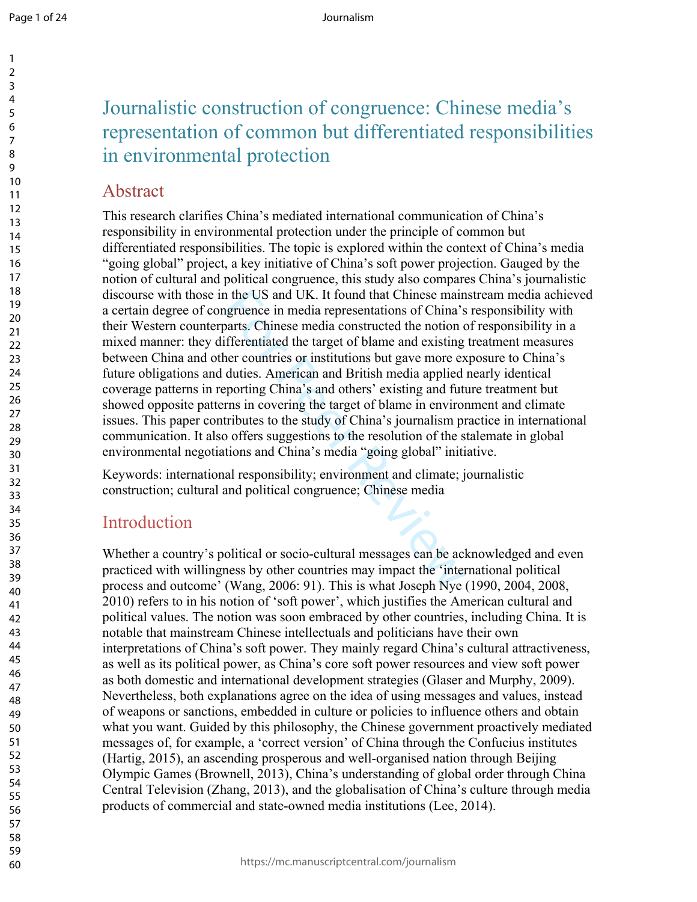# Journalistic construction of congruence: Chinese media's representation of common but differentiated responsibilities in environmental protection

## Abstract

This research clarifies China's mediated international communication of China's responsibility in environmental protection under the principle of common but differentiated responsibilities. The topic is explored within the context of China's media "going global" project, a key initiative of China's soft power projection. Gauged by the notion of cultural and political congruence, this study also compares China's journalistic discourse with those in the US and UK. It found that Chinese mainstream media achieved a certain degree of congruence in media representations of China's responsibility with their Western counterparts. Chinese media constructed the notion of responsibility in a mixed manner: they differentiated the target of blame and existing treatment measures between China and other countries or institutions but gave more exposure to China's future obligations and duties. American and British media applied nearly identical coverage patterns in reporting China's and others' existing and future treatment but showed opposite patterns in covering the target of blame in environment and climate issues. This paper contributes to the study of China's journalism practice in international communication. It also offers suggestions to the resolution of the stalemate in global environmental negotiations and China's media "going global" initiative.

Keywords: international responsibility; environment and climate; journalistic construction; cultural and political congruence; Chinese media

## Introduction

Whether a country's political or socio-cultural messages can be acknowledged and even practiced with willingness by other countries may impact the 'international political process and outcome' (Wang, 2006: 91). This is what Joseph Nye (1990, 2004, 2008, 2010) refers to in his notion of 'soft power', which justifies the American cultural and political values. The notion was soon embraced by other countries, including China. It is notable that mainstream Chinese intellectuals and politicians have their own interpretations of China's soft power. They mainly regard China's cultural attractiveness, as well as its political power, as China's core soft power resources and view soft power as both domestic and international development strategies (Glaser and Murphy, 2009). Nevertheless, both explanations agree on the idea of using messages and values, instead of weapons or sanctions, embedded in culture or policies to influence others and obtain what you want. Guided by this philosophy, the Chinese government proactively mediated messages of, for example, a 'correct version' of China through the Confucius institutes (Hartig, 2015), an ascending prosperous and well-organised nation through Beijing Olympic Games (Brownell, 2013), China's understanding of global order through China Central Television (Zhang, 2013), and the globalisation of China's culture through media products of commercial and state-owned media institutions (Lee, 2014).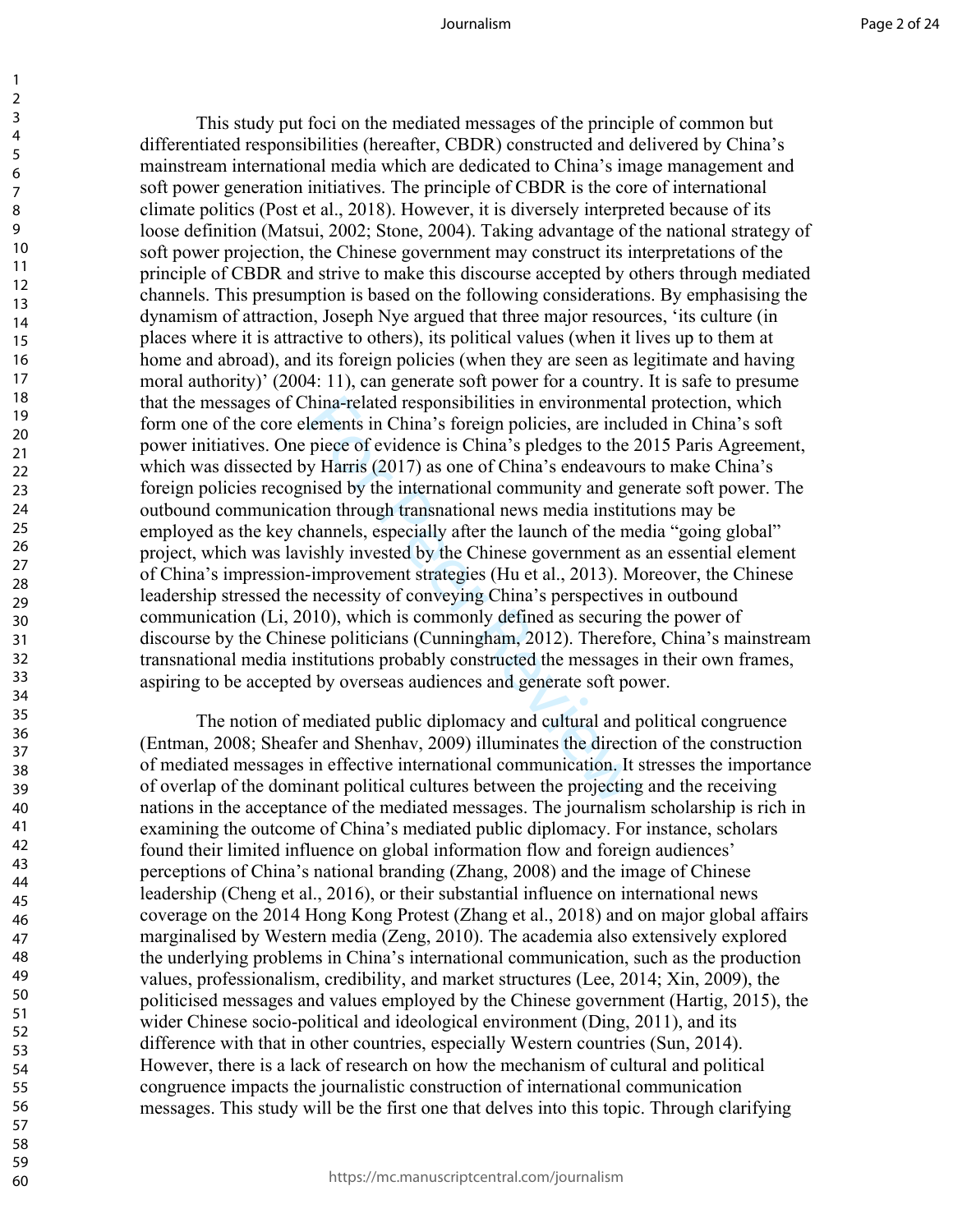This study put foci on the mediated messages of the principle of common but differentiated responsibilities (hereafter, CBDR) constructed and delivered by China's mainstream international media which are dedicated to China's image management and soft power generation initiatives. The principle of CBDR is the core of international climate politics (Post et al., 2018). However, it is diversely interpreted because of its loose definition (Matsui, 2002; Stone, 2004). Taking advantage of the national strategy of soft power projection, the Chinese government may construct its interpretations of the principle of CBDR and strive to make this discourse accepted by others through mediated channels. This presumption is based on the following considerations. By emphasising the dynamism of attraction, Joseph Nye argued that three major resources, 'its culture (in places where it is attractive to others), its political values (when it lives up to them at home and abroad), and its foreign policies (when they are seen as legitimate and having moral authority)' (2004: 11), can generate soft power for a country. It is safe to presume that the messages of China-related responsibilities in environmental protection, which form one of the core elements in China's foreign policies, are included in China's soft power initiatives. One piece of evidence is China's pledges to the 2015 Paris Agreement, which was dissected by Harris (2017) as one of China's endeavours to make China's foreign policies recognised by the international community and generate soft power. The outbound communication through transnational news media institutions may be employed as the key channels, especially after the launch of the media "going global" project, which was lavishly invested by the Chinese government as an essential element of China's impression-improvement strategies (Hu et al., 2013). Moreover, the Chinese leadership stressed the necessity of conveying China's perspectives in outbound communication (Li, 2010), which is commonly defined as securing the power of discourse by the Chinese politicians (Cunningham, 2012). Therefore, China's mainstream transnational media institutions probably constructed the messages in their own frames, aspiring to be accepted by overseas audiences and generate soft power.

The notion of mediated public diplomacy and cultural and political congruence (Entman, 2008; Sheafer and Shenhav, 2009) illuminates the direction of the construction of mediated messages in effective international communication. It stresses the importance of overlap of the dominant political cultures between the projecting and the receiving nations in the acceptance of the mediated messages. The journalism scholarship is rich in examining the outcome of China's mediated public diplomacy. For instance, scholars found their limited influence on global information flow and foreign audiences' perceptions of China's national branding (Zhang, 2008) and the image of Chinese leadership (Cheng et al., 2016), or their substantial influence on international news coverage on the 2014 Hong Kong Protest (Zhang et al., 2018) and on major global affairs marginalised by Western media (Zeng, 2010). The academia also extensively explored the underlying problems in China's international communication, such as the production values, professionalism, credibility, and market structures (Lee, 2014; Xin, 2009), the politicised messages and values employed by the Chinese government (Hartig, 2015), the wider Chinese socio-political and ideological environment (Ding, 2011), and its difference with that in other countries, especially Western countries (Sun, 2014). However, there is a lack of research on how the mechanism of cultural and political congruence impacts the journalistic construction of international communication messages. This study will be the first one that delves into this topic. Through clarifying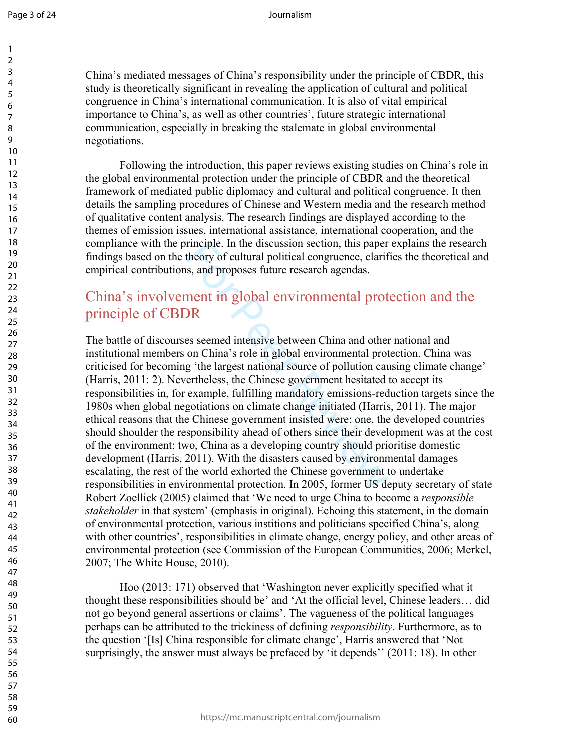China's mediated messages of China's responsibility under the principle of CBDR, this study is theoretically significant in revealing the application of cultural and political congruence in China's international communication. It is also of vital empirical importance to China's, as well as other countries', future strategic international communication, especially in breaking the stalemate in global environmental negotiations.

Following the introduction, this paper reviews existing studies on China's role in the global environmental protection under the principle of CBDR and the theoretical framework of mediated public diplomacy and cultural and political congruence. It then details the sampling procedures of Chinese and Western media and the research method of qualitative content analysis. The research findings are displayed according to the themes of emission issues, international assistance, international cooperation, and the compliance with the principle. In the discussion section, this paper explains the research findings based on the theory of cultural political congruence, clarifies the theoretical and empirical contributions, and proposes future research agendas.

## China's involvement in global environmental protection and the principle of CBDR

The battle of discourses seemed intensive between China and other national and institutional members on China's role in global environmental protection. China was criticised for becoming 'the largest national source of pollution causing climate change' (Harris, 2011: 2). Nevertheless, the Chinese government hesitated to accept its responsibilities in, for example, fulfilling mandatory emissions-reduction targets since the 1980s when global negotiations on climate change initiated (Harris, 2011). The major ethical reasons that the Chinese government insisted were: one, the developed countries should shoulder the responsibility ahead of others since their development was at the cost of the environment; two, China as a developing country should prioritise domestic development (Harris, 2011). With the disasters caused by environmental damages escalating, the rest of the world exhorted the Chinese government to undertake responsibilities in environmental protection. In 2005, former US deputy secretary of state Robert Zoellick (2005) claimed that 'We need to urge China to become a *responsible stakeholder* in that system' (emphasis in original). Echoing this statement, in the domain of environmental protection, various instiitions and politicians specified China's, along with other countries', responsibilities in climate change, energy policy, and other areas of environmental protection (see Commission of the European Communities, 2006; Merkel, 2007; The White House, 2010).

Hoo (2013: 171) observed that 'Washington never explicitly specified what it thought these responsibilities should be' and 'At the official level, Chinese leaders… did not go beyond general assertions or claims'. The vagueness of the political languages perhaps can be attributed to the trickiness of defining *responsibility*. Furthermore, as to the question '[Is] China responsible for climate change', Harris answered that 'Not surprisingly, the answer must always be prefaced by 'it depends'' (2011: 18). In other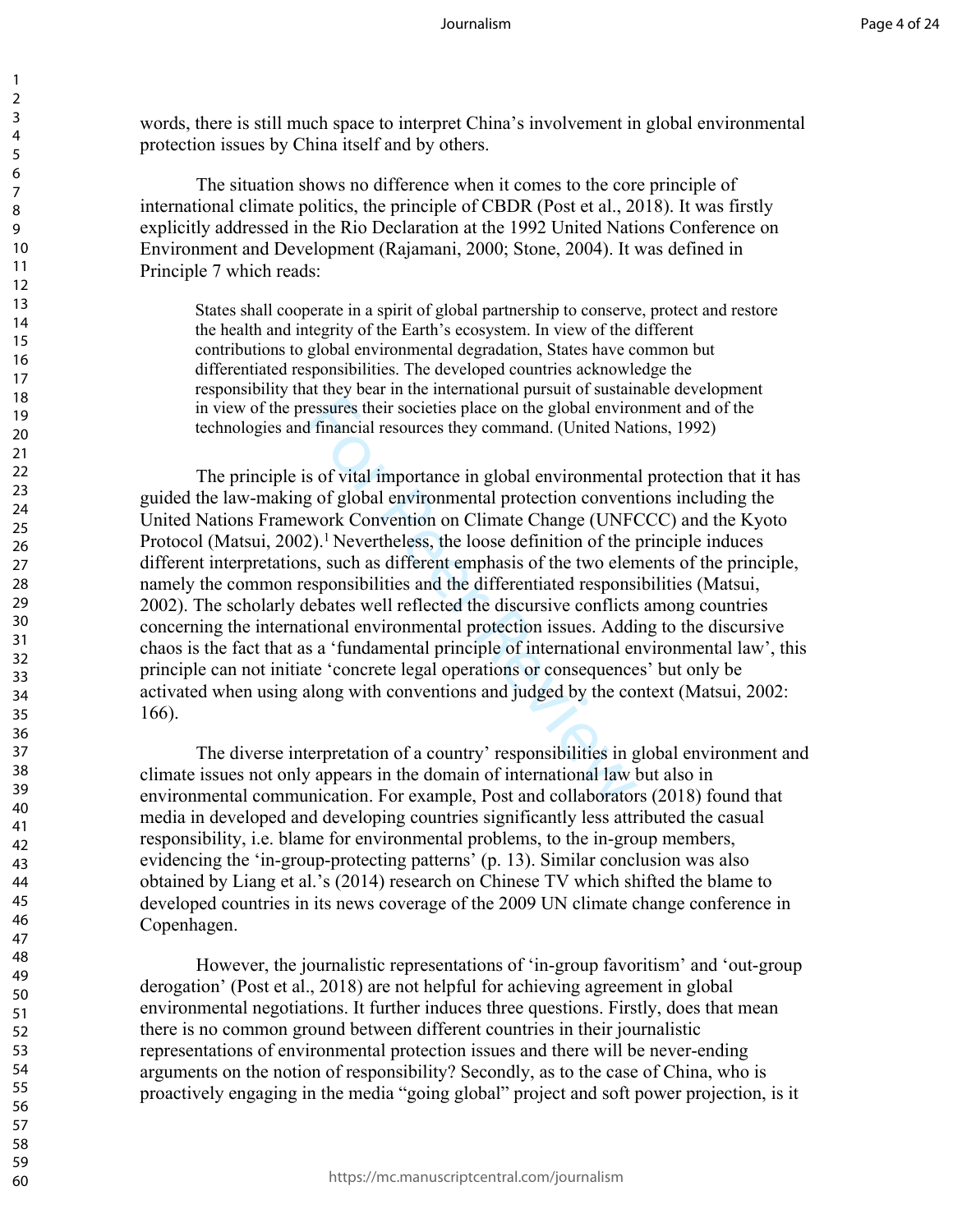words, there is still much space to interpret China's involvement in global environmental protection issues by China itself and by others.

The situation shows no difference when it comes to the core principle of international climate politics, the principle of CBDR (Post et al., 2018). It was firstly explicitly addressed in the Rio Declaration at the 1992 United Nations Conference on Environment and Development (Rajamani, 2000; Stone, 2004). It was defined in Principle 7 which reads:

> States shall cooperate in a spirit of global partnership to conserve, protect and restore the health and integrity of the Earth's ecosystem. In view of the different contributions to global environmental degradation, States have common but differentiated responsibilities. The developed countries acknowledge the responsibility that they bear in the international pursuit of sustainable development in view of the pressures their societies place on the global environment and of the technologies and financial resources they command. (United Nations, 1992)

The principle is of vital importance in global environmental protection that it has guided the law-making of global environmental protection conventions including the United Nations Framework Convention on Climate Change (UNFCCC) and the Kyoto Protocol (Matsui, 2002).[1] Nevertheless, the loose definition of the principle induces different interpretations, such as different emphasis of the two elements of the principle, namely the common responsibilities and the differentiated responsibilities (Matsui, 2002). The scholarly debates well reflected the discursive conflicts among countries concerning the international environmental protection issues. Adding to the discursive chaos is the fact that as a 'fundamental principle of international environmental law', this principle can not initiate 'concrete legal operations or consequences' but only be activated when using along with conventions and judged by the context (Matsui, 2002: 166).

The diverse interpretation of a country' responsibilities in global environment and climate issues not only appears in the domain of international law but also in environmental communication. For example, Post and collaborators (2018) found that media in developed and developing countries significantly less attributed the casual responsibility, i.e. blame for environmental problems, to the in-group members, evidencing the 'in-group-protecting patterns' (p. 13). Similar conclusion was also obtained by Liang et al.'s (2014) research on Chinese TV which shifted the blame to developed countries in its news coverage of the 2009 UN climate change conference in Copenhagen.

However, the journalistic representations of 'in-group favoritism' and 'out-group derogation' (Post et al., 2018) are not helpful for achieving agreement in global environmental negotiations. It further induces three questions. Firstly, does that mean there is no common ground between different countries in their journalistic representations of environmental protection issues and there will be never-ending arguments on the notion of responsibility? Secondly, as to the case of China, who is proactively engaging in the media "going global" project and soft power projection, is it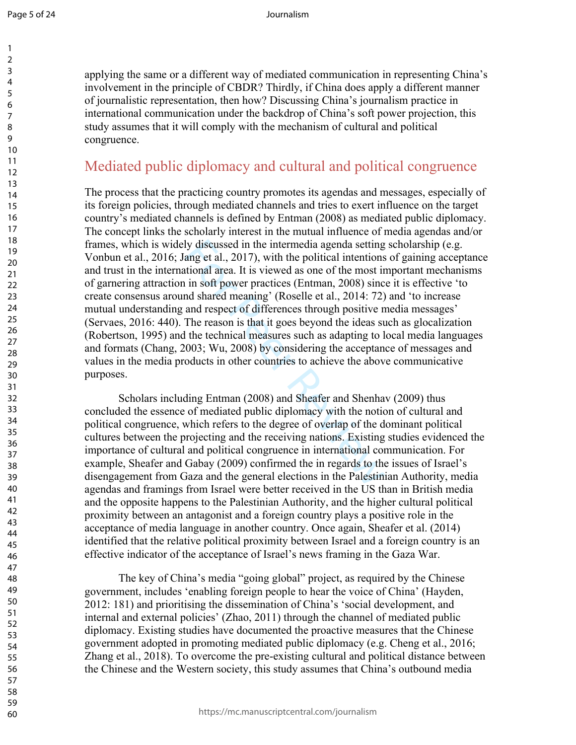applying the same or a different way of mediated communication in representing China's involvement in the principle of CBDR? Thirdly, if China does apply a different manner of journalistic representation, then how? Discussing China's journalism practice in international communication under the backdrop of China's soft power projection, this study assumes that it will comply with the mechanism of cultural and political congruence.

## Mediated public diplomacy and cultural and political congruence

The process that the practicing country promotes its agendas and messages, especially of its foreign policies, through mediated channels and tries to exert influence on the target country's mediated channels is defined by Entman (2008) as mediated public diplomacy. The concept links the scholarly interest in the mutual influence of media agendas and/or frames, which is widely discussed in the intermedia agenda setting scholarship (e.g. Vonbun et al., 2016; Jang et al., 2017), with the political intentions of gaining acceptance and trust in the international area. It is viewed as one of the most important mechanisms of garnering attraction in soft power practices (Entman, 2008) since it is effective 'to create consensus around shared meaning' (Roselle et al., 2014: 72) and 'to increase mutual understanding and respect of differences through positive media messages' (Servaes, 2016: 440). The reason is that it goes beyond the ideas such as glocalization (Robertson, 1995) and the technical measures such as adapting to local media languages and formats (Chang, 2003; Wu, 2008) by considering the acceptance of messages and values in the media products in other countries to achieve the above communicative purposes.

Scholars including Entman (2008) and Sheafer and Shenhav (2009) thus concluded the essence of mediated public diplomacy with the notion of cultural and political congruence, which refers to the degree of overlap of the dominant political cultures between the projecting and the receiving nations. Existing studies evidenced the importance of cultural and political congruence in international communication. For example, Sheafer and Gabay (2009) confirmed the in regards to the issues of Israel's disengagement from Gaza and the general elections in the Palestinian Authority, media agendas and framings from Israel were better received in the US than in British media and the opposite happens to the Palestinian Authority, and the higher cultural political proximity between an antagonist and a foreign country plays a positive role in the acceptance of media language in another country. Once again, Sheafer et al. (2014) identified that the relative political proximity between Israel and a foreign country is an effective indicator of the acceptance of Israel's news framing in the Gaza War.

The key of China's media "going global" project, as required by the Chinese government, includes 'enabling foreign people to hear the voice of China' (Hayden, 2012: 181) and prioritising the dissemination of China's 'social development, and internal and external policies' (Zhao, 2011) through the channel of mediated public diplomacy. Existing studies have documented the proactive measures that the Chinese government adopted in promoting mediated public diplomacy (e.g. Cheng et al., 2016; Zhang et al., 2018). To overcome the pre-existing cultural and political distance between the Chinese and the Western society, this study assumes that China's outbound media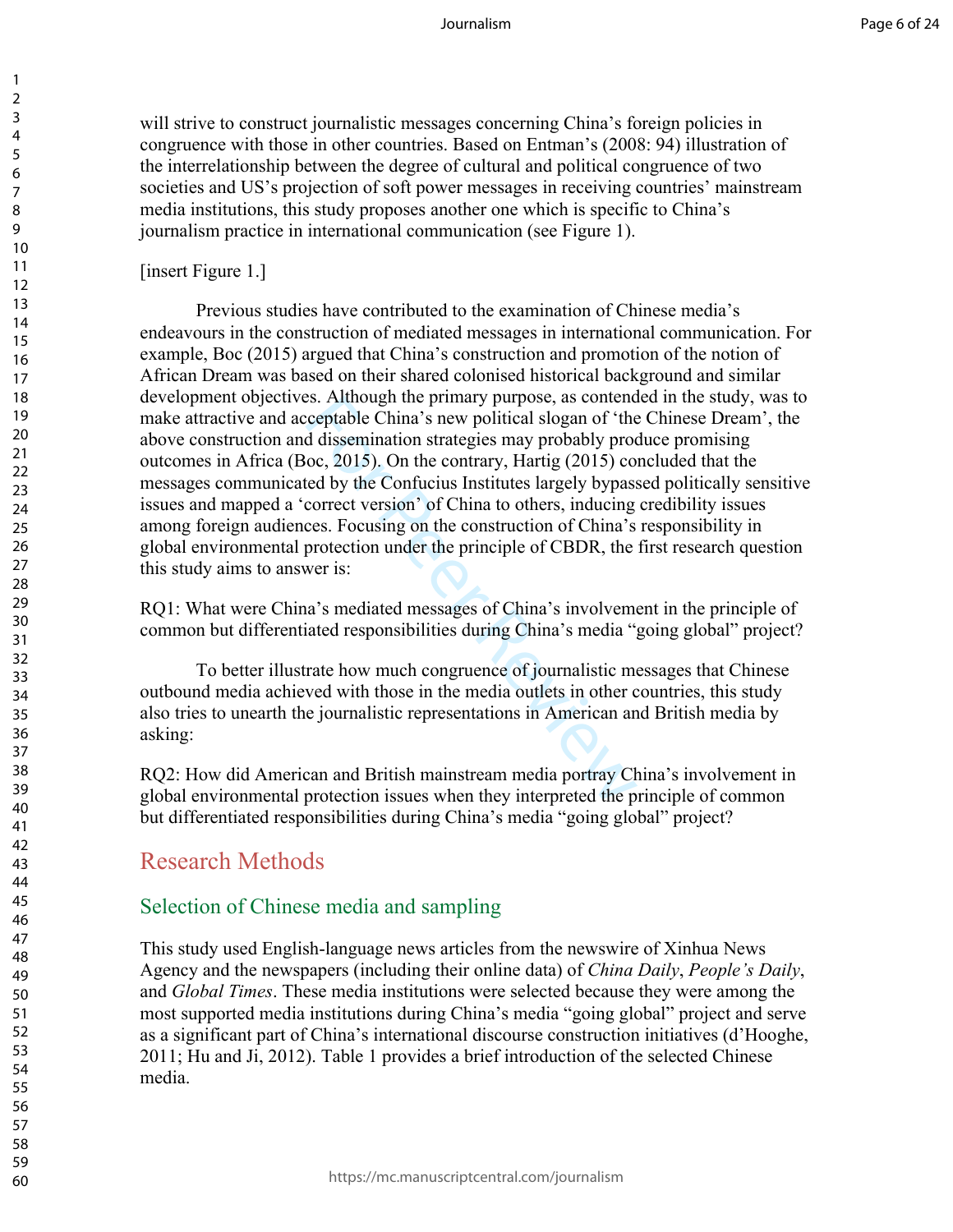will strive to construct journalistic messages concerning China's foreign policies in congruence with those in other countries. Based on Entman's (2008: 94) illustration of the interrelationship between the degree of cultural and political congruence of two societies and US's projection of soft power messages in receiving countries' mainstream media institutions, this study proposes another one which is specific to China's journalism practice in international communication (see Figure 1).

[insert Figure 1.]

Previous studies have contributed to the examination of Chinese media's endeavours in the construction of mediated messages in international communication. For example, Boc (2015) argued that China's construction and promotion of the notion of African Dream was based on their shared colonised historical background and similar development objectives. Although the primary purpose, as contended in the study, was to make attractive and acceptable China's new political slogan of 'the Chinese Dream', the above construction and dissemination strategies may probably produce promising outcomes in Africa (Boc, 2015). On the contrary, Hartig (2015) concluded that the messages communicated by the Confucius Institutes largely bypassed politically sensitive issues and mapped a 'correct version' of China to others, inducing credibility issues among foreign audiences. Focusing on the construction of China's responsibility in global environmental protection under the principle of CBDR, the first research question this study aims to answer is:

RQ1: What were China's mediated messages of China's involvement in the principle of common but differentiated responsibilities during China's media "going global" project?

To better illustrate how much congruence of journalistic messages that Chinese outbound media achieved with those in the media outlets in other countries, this study also tries to unearth the journalistic representations in American and British media by asking:

RQ2: How did American and British mainstream media portray China's involvement in global environmental protection issues when they interpreted the principle of common but differentiated responsibilities during China's media "going global" project?

## Research Methods

### Selection of Chinese media and sampling

This study used English-language news articles from the newswire of Xinhua News Agency and the newspapers (including their online data) of *China Daily*, *People's Daily*, and *Global Times*. These media institutions were selected because they were among the most supported media institutions during China's media "going global" project and serve as a significant part of China's international discourse construction initiatives (d'Hooghe, 2011; Hu and Ji, 2012). Table 1 provides a brief introduction of the selected Chinese media.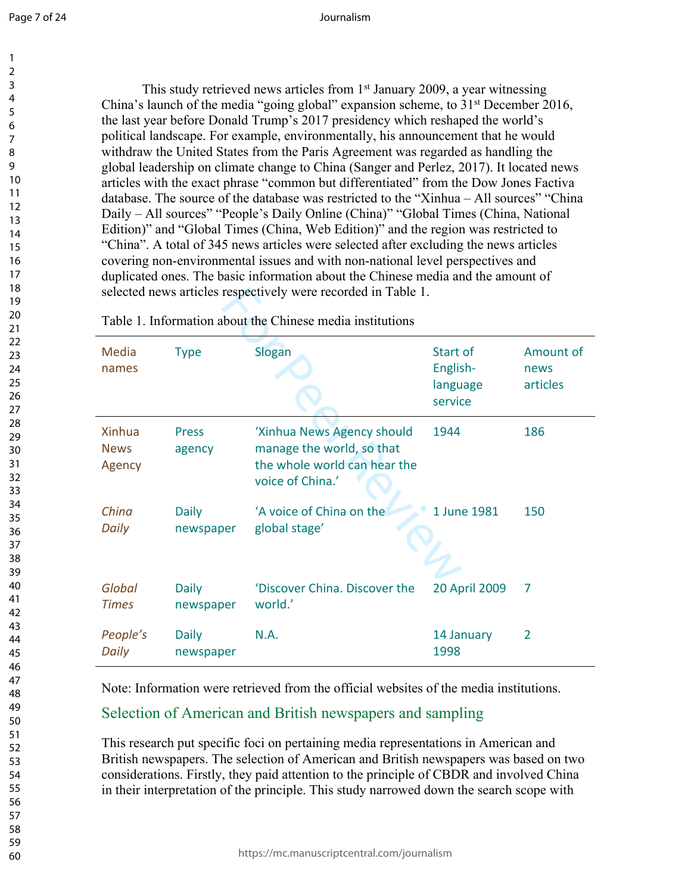This study retrieved news articles from 1st January 2009, a year witnessing China's launch of the media "going global" expansion scheme, to 31st December 2016, the last year before Donald Trump's 2017 presidency which reshaped the world's political landscape. For example, environmentally, his announcement that he would withdraw the United States from the Paris Agreement was regarded as handling the global leadership on climate change to China (Sanger and Perlez, 2017). It located news articles with the exact phrase "common but differentiated" from the Dow Jones Factiva database. The source of the database was restricted to the "Xinhua – All sources" "China Daily – All sources" "People's Daily Online (China)" "Global Times (China, National Edition)" and "Global Times (China, Web Edition)" and the region was restricted to "China". A total of 345 news articles were selected after excluding the news articles covering non-environmental issues and with non-national level perspectives and duplicated ones. The basic information about the Chinese media and the amount of selected news articles respectively were recorded in Table 1.

Table 1. Information about the Chinese media institutions

| Media names | Type | Slogan | Start of English-language service | Amount of news articles |
|---|---|---|---|---|
| Xinhua News Agency | Press agency | 'Xinhua News Agency should manage the world, so that the whole world can hear the voice of China.' | 1944 | 186 |
| *China Daily* | Daily newspaper | 'A voice of China on the global stage' | 1 June 1981 | 150 |
| *Global Times* | Daily newspaper | 'Discover China. Discover the world.' | 20 April 2009 | 7 |
| *People's Daily* | Daily newspaper | N.A. | 14 January 1998 | 2 |

Note: Information were retrieved from the official websites of the media institutions.

## Selection of American and British newspapers and sampling

This research put specific foci on pertaining media representations in American and British newspapers. The selection of American and British newspapers was based on two considerations. Firstly, they paid attention to the principle of CBDR and involved China in their interpretation of the principle. This study narrowed down the search scope with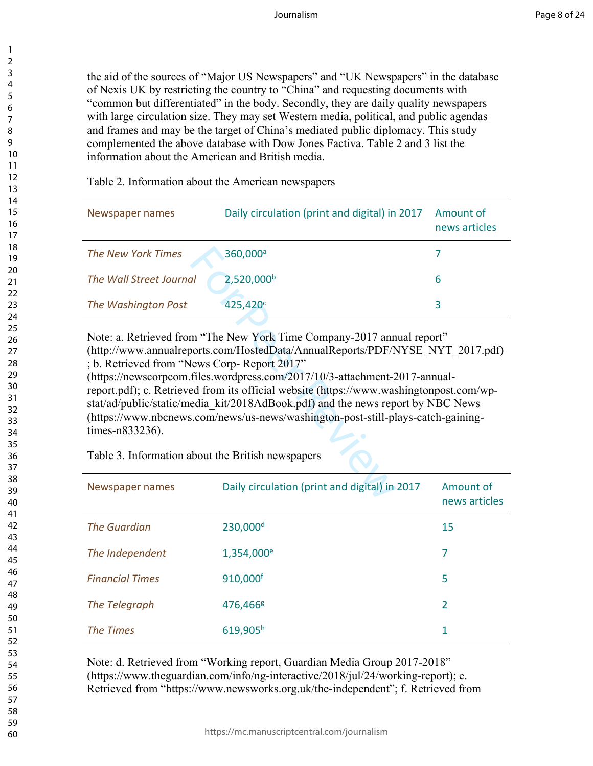the aid of the sources of "Major US Newspapers" and "UK Newspapers" in the database of Nexis UK by restricting the country to "China" and requesting documents with "common but differentiated" in the body. Secondly, they are daily quality newspapers with large circulation size. They may set Western media, political, and public agendas and frames and may be the target of China's mediated public diplomacy. This study complemented the above database with Dow Jones Factiva. Table 2 and 3 list the information about the American and British media.

Table 2. Information about the American newspapers

| Newspaper names | Daily circulation (print and digital) in 2017 | Amount of news articles |
|---|---|---|
| *The New York Times* | 360,000[a] | 7 |
| *The Wall Street Journal* | 2,520,000[b] | 6 |
| *The Washington Post* | 425,420[c] | 3 |

Note: a. Retrieved from "The New York Time Company-2017 annual report" (http://www.annualreports.com/HostedData/AnnualReports/PDF/NYSE_NYT_2017.pdf) ; b. Retrieved from "News Corp- Report 2017" (https://newscorpcom.files.wordpress.com/2017/10/3-attachment-2017-annual-report.pdf); c. Retrieved from its official website (https://www.washingtonpost.com/wp-stat/ad/public/static/media_kit/2018AdBook.pdf) and the news report by NBC News (https://www.nbcnews.com/news/us-news/washington-post-still-plays-catch-gaining-times-n833236).

Table 3. Information about the British newspapers

| Newspaper names | Daily circulation (print and digital) in 2017 | Amount of news articles |
|---|---|---|
| *The Guardian* | 230,000[d] | 15 |
| *The Independent* | 1,354,000[e] | 7 |
| *Financial Times* | 910,000[f] | 5 |
| *The Telegraph* | 476,466[g] | 2 |
| *The Times* | 619,905[h] | 1 |

Note: d. Retrieved from "Working report, Guardian Media Group 2017-2018" (https://www.theguardian.com/info/ng-interactive/2018/jul/24/working-report); e. Retrieved from "https://www.newsworks.org.uk/the-independent"; f. Retrieved from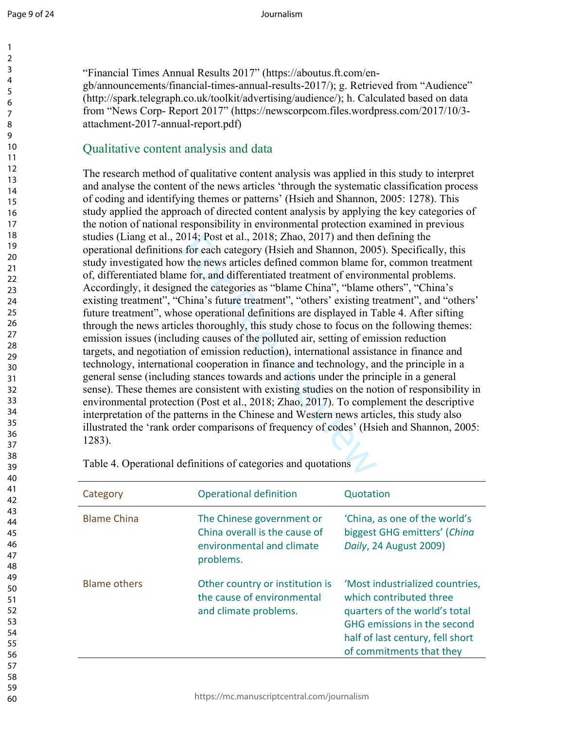"Financial Times Annual Results 2017" (https://aboutus.ft.com/en-gb/announcements/financial-times-annual-results-2017/); g. Retrieved from "Audience" (http://spark.telegraph.co.uk/toolkit/advertising/audience/); h. Calculated based on data from "News Corp- Report 2017" (https://newscorpcom.files.wordpress.com/2017/10/3-attachment-2017-annual-report.pdf)

## Qualitative content analysis and data

The research method of qualitative content analysis was applied in this study to interpret and analyse the content of the news articles 'through the systematic classification process of coding and identifying themes or patterns' (Hsieh and Shannon, 2005: 1278). This study applied the approach of directed content analysis by applying the key categories of the notion of national responsibility in environmental protection examined in previous studies (Liang et al., 2014; Post et al., 2018; Zhao, 2017) and then defining the operational definitions for each category (Hsieh and Shannon, 2005). Specifically, this study investigated how the news articles defined common blame for, common treatment of, differentiated blame for, and differentiated treatment of environmental problems. Accordingly, it designed the categories as "blame China", "blame others", "China's existing treatment", "China's future treatment", "others' existing treatment", and "others' future treatment", whose operational definitions are displayed in Table 4. After sifting through the news articles thoroughly, this study chose to focus on the following themes: emission issues (including causes of the polluted air, setting of emission reduction targets, and negotiation of emission reduction), international assistance in finance and technology, international cooperation in finance and technology, and the principle in a general sense (including stances towards and actions under the principle in a general sense). These themes are consistent with existing studies on the notion of responsibility in environmental protection (Post et al., 2018; Zhao, 2017). To complement the descriptive interpretation of the patterns in the Chinese and Western news articles, this study also illustrated the 'rank order comparisons of frequency of codes' (Hsieh and Shannon, 2005: 1283).

Table 4. Operational definitions of categories and quotations

| Category | Operational definition | Quotation |
|---|---|---|
| Blame China | The Chinese government or China overall is the cause of environmental and climate problems. | 'China, as one of the world's biggest GHG emitters' (*China Daily*, 24 August 2009) |
| Blame others | Other country or institution is the cause of environmental and climate problems. | 'Most industrialized countries, which contributed three quarters of the world's total GHG emissions in the second half of last century, fell short of commitments that they |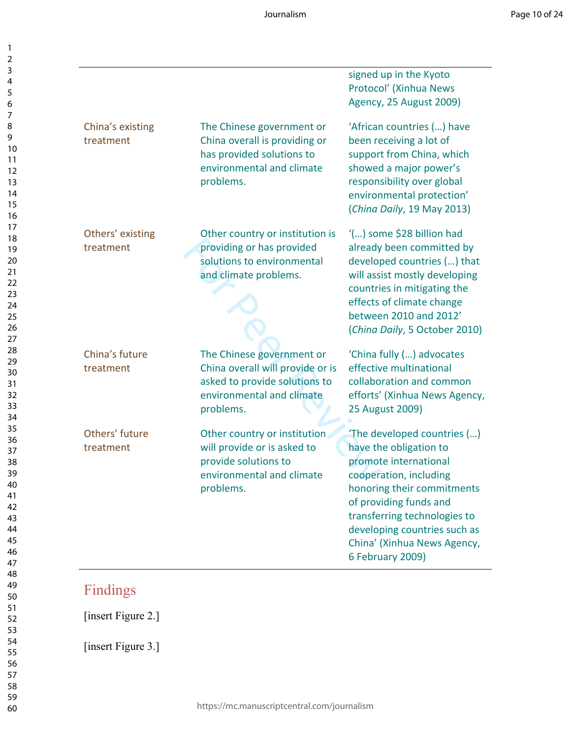| | | |
|---|---|---|
| | | signed up in the Kyoto Protocol' (Xinhua News Agency, 25 August 2009) |
| China's existing treatment | The Chinese government or China overall is providing or has provided solutions to environmental and climate problems. | 'African countries (…) have been receiving a lot of support from China, which showed a major power's responsibility over global environmental protection' (*China Daily*, 19 May 2013) |
| Others' existing treatment | Other country or institution is providing or has provided solutions to environmental and climate problems. | '(…) some $28 billion had already been committed by developed countries (…) that will assist mostly developing countries in mitigating the effects of climate change between 2010 and 2012' (*China Daily*, 5 October 2010) |
| China's future treatment | The Chinese government or China overall will provide or is asked to provide solutions to environmental and climate problems. | 'China fully (…) advocates effective multinational collaboration and common efforts' (Xinhua News Agency, 25 August 2009) |
| Others' future treatment | Other country or institution will provide or is asked to provide solutions to environmental and climate problems. | 'The developed countries (…) have the obligation to promote international cooperation, including honoring their commitments of providing funds and transferring technologies to developing countries such as China' (Xinhua News Agency, 6 February 2009) |

## Findings

[insert Figure 2.]

[insert Figure 3.]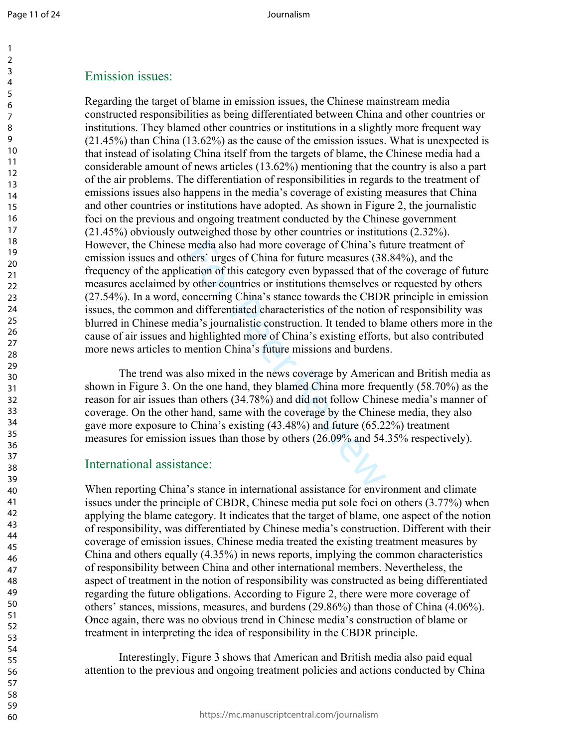## Emission issues:

Regarding the target of blame in emission issues, the Chinese mainstream media constructed responsibilities as being differentiated between China and other countries or institutions. They blamed other countries or institutions in a slightly more frequent way (21.45%) than China (13.62%) as the cause of the emission issues. What is unexpected is that instead of isolating China itself from the targets of blame, the Chinese media had a considerable amount of news articles (13.62%) mentioning that the country is also a part of the air problems. The differentiation of responsibilities in regards to the treatment of emissions issues also happens in the media's coverage of existing measures that China and other countries or institutions have adopted. As shown in Figure 2, the journalistic foci on the previous and ongoing treatment conducted by the Chinese government (21.45%) obviously outweighed those by other countries or institutions (2.32%). However, the Chinese media also had more coverage of China's future treatment of emission issues and others' urges of China for future measures (38.84%), and the frequency of the application of this category even bypassed that of the coverage of future measures acclaimed by other countries or institutions themselves or requested by others (27.54%). In a word, concerning China's stance towards the CBDR principle in emission issues, the common and differentiated characteristics of the notion of responsibility was blurred in Chinese media's journalistic construction. It tended to blame others more in the cause of air issues and highlighted more of China's existing efforts, but also contributed more news articles to mention China's future missions and burdens.

The trend was also mixed in the news coverage by American and British media as shown in Figure 3. On the one hand, they blamed China more frequently (58.70%) as the reason for air issues than others (34.78%) and did not follow Chinese media's manner of coverage. On the other hand, same with the coverage by the Chinese media, they also gave more exposure to China's existing (43.48%) and future (65.22%) treatment measures for emission issues than those by others (26.09% and 54.35% respectively).

## International assistance:

When reporting China's stance in international assistance for environment and climate issues under the principle of CBDR, Chinese media put sole foci on others (3.77%) when applying the blame category. It indicates that the target of blame, one aspect of the notion of responsibility, was differentiated by Chinese media's construction. Different with their coverage of emission issues, Chinese media treated the existing treatment measures by China and others equally (4.35%) in news reports, implying the common characteristics of responsibility between China and other international members. Nevertheless, the aspect of treatment in the notion of responsibility was constructed as being differentiated regarding the future obligations. According to Figure 2, there were more coverage of others' stances, missions, measures, and burdens (29.86%) than those of China (4.06%). Once again, there was no obvious trend in Chinese media's construction of blame or treatment in interpreting the idea of responsibility in the CBDR principle.

Interestingly, Figure 3 shows that American and British media also paid equal attention to the previous and ongoing treatment policies and actions conducted by China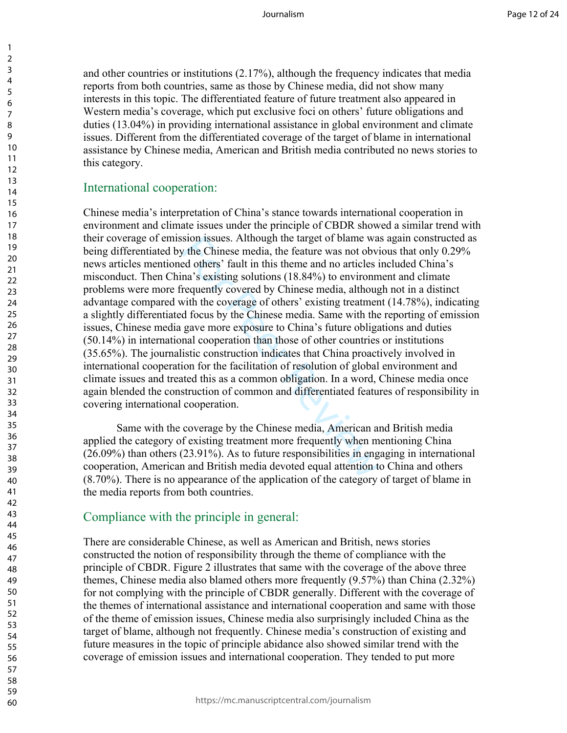and other countries or institutions (2.17%), although the frequency indicates that media reports from both countries, same as those by Chinese media, did not show many interests in this topic. The differentiated feature of future treatment also appeared in Western media's coverage, which put exclusive foci on others' future obligations and duties (13.04%) in providing international assistance in global environment and climate issues. Different from the differentiated coverage of the target of blame in international assistance by Chinese media, American and British media contributed no news stories to this category.

## International cooperation:

Chinese media's interpretation of China's stance towards international cooperation in environment and climate issues under the principle of CBDR showed a similar trend with their coverage of emission issues. Although the target of blame was again constructed as being differentiated by the Chinese media, the feature was not obvious that only 0.29% news articles mentioned others' fault in this theme and no articles included China's misconduct. Then China's existing solutions (18.84%) to environment and climate problems were more frequently covered by Chinese media, although not in a distinct advantage compared with the coverage of others' existing treatment (14.78%), indicating a slightly differentiated focus by the Chinese media. Same with the reporting of emission issues, Chinese media gave more exposure to China's future obligations and duties (50.14%) in international cooperation than those of other countries or institutions (35.65%). The journalistic construction indicates that China proactively involved in international cooperation for the facilitation of resolution of global environment and climate issues and treated this as a common obligation. In a word, Chinese media once again blended the construction of common and differentiated features of responsibility in covering international cooperation.

Same with the coverage by the Chinese media, American and British media applied the category of existing treatment more frequently when mentioning China (26.09%) than others (23.91%). As to future responsibilities in engaging in international cooperation, American and British media devoted equal attention to China and others (8.70%). There is no appearance of the application of the category of target of blame in the media reports from both countries.

## Compliance with the principle in general:

There are considerable Chinese, as well as American and British, news stories constructed the notion of responsibility through the theme of compliance with the principle of CBDR. Figure 2 illustrates that same with the coverage of the above three themes, Chinese media also blamed others more frequently (9.57%) than China (2.32%) for not complying with the principle of CBDR generally. Different with the coverage of the themes of international assistance and international cooperation and same with those of the theme of emission issues, Chinese media also surprisingly included China as the target of blame, although not frequently. Chinese media's construction of existing and future measures in the topic of principle abidance also showed similar trend with the coverage of emission issues and international cooperation. They tended to put more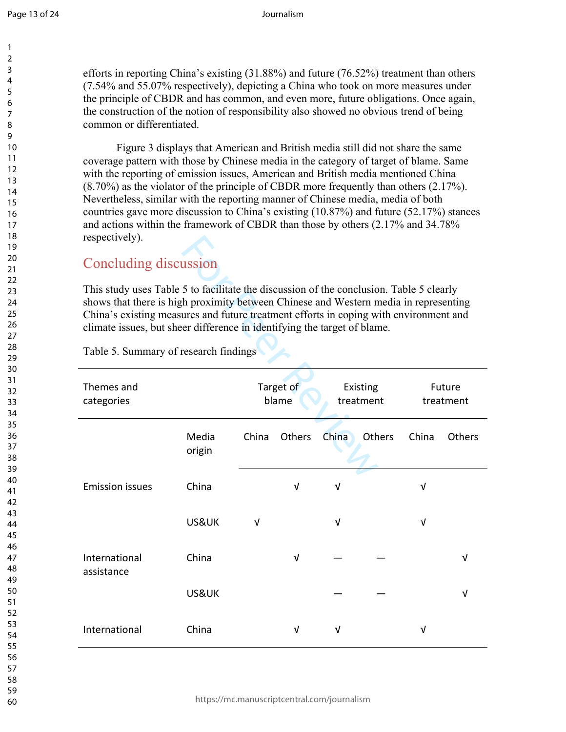efforts in reporting China's existing (31.88%) and future (76.52%) treatment than others (7.54% and 55.07% respectively), depicting a China who took on more measures under the principle of CBDR and has common, and even more, future obligations. Once again, the construction of the notion of responsibility also showed no obvious trend of being common or differentiated.

Figure 3 displays that American and British media still did not share the same coverage pattern with those by Chinese media in the category of target of blame. Same with the reporting of emission issues, American and British media mentioned China (8.70%) as the violator of the principle of CBDR more frequently than others (2.17%). Nevertheless, similar with the reporting manner of Chinese media, media of both countries gave more discussion to China's existing (10.87%) and future (52.17%) stances and actions within the framework of CBDR than those by others (2.17% and 34.78% respectively).

## Concluding discussion

This study uses Table 5 to facilitate the discussion of the conclusion. Table 5 clearly shows that there is high proximity between Chinese and Western media in representing China's existing measures and future treatment efforts in coping with environment and climate issues, but sheer difference in identifying the target of blame.

Table 5. Summary of research findings

| Themes and categories | | Target of blame | | Existing treatment | | Future treatment | |
|---|---|---|---|---|---|---|---|
| | Media origin | China | Others | China | Others | China | Others |
| Emission issues | China | | √ | √ | | √ | |
| | US&UK | √ | | √ | | √ | |
| International assistance | China | | √ | — | — | | √ |
| | US&UK | | | — | — | | √ |
| International | China | | √ | √ | | √ | |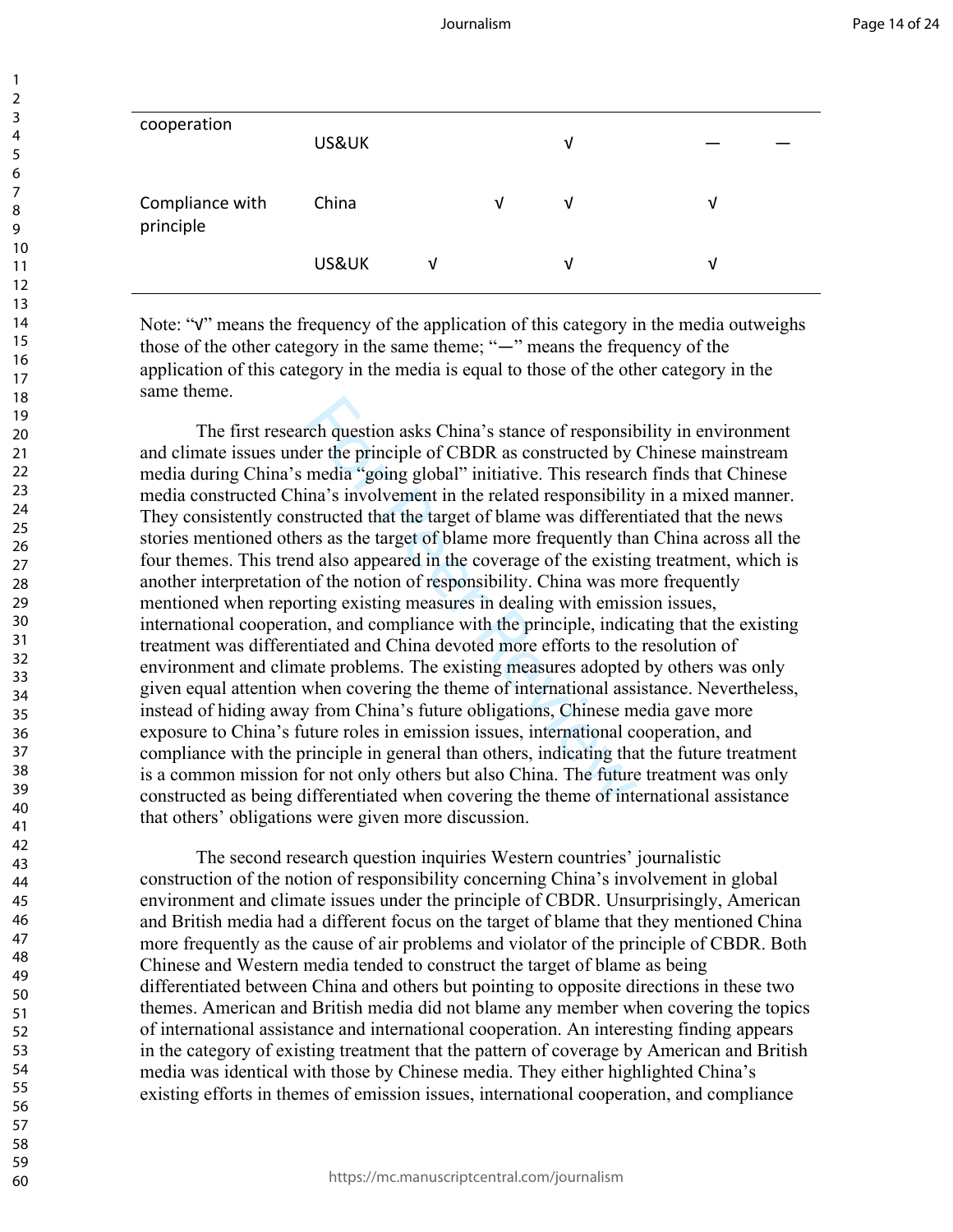| | | | | | | | |
|---|---|---|---|---|---|---|---|
| cooperation | US&UK | | | √ | | — | — |
| Compliance with principle | China | | √ | √ | | √ | |
| | US&UK | √ | | √ | | √ | |

Note: "√" means the frequency of the application of this category in the media outweighs those of the other category in the same theme; "—" means the frequency of the application of this category in the media is equal to those of the other category in the same theme.

The first research question asks China's stance of responsibility in environment and climate issues under the principle of CBDR as constructed by Chinese mainstream media during China's media "going global" initiative. This research finds that Chinese media constructed China's involvement in the related responsibility in a mixed manner. They consistently constructed that the target of blame was differentiated that the news stories mentioned others as the target of blame more frequently than China across all the four themes. This trend also appeared in the coverage of the existing treatment, which is another interpretation of the notion of responsibility. China was more frequently mentioned when reporting existing measures in dealing with emission issues, international cooperation, and compliance with the principle, indicating that the existing treatment was differentiated and China devoted more efforts to the resolution of environment and climate problems. The existing measures adopted by others was only given equal attention when covering the theme of international assistance. Nevertheless, instead of hiding away from China's future obligations, Chinese media gave more exposure to China's future roles in emission issues, international cooperation, and compliance with the principle in general than others, indicating that the future treatment is a common mission for not only others but also China. The future treatment was only constructed as being differentiated when covering the theme of international assistance that others' obligations were given more discussion.

The second research question inquiries Western countries' journalistic construction of the notion of responsibility concerning China's involvement in global environment and climate issues under the principle of CBDR. Unsurprisingly, American and British media had a different focus on the target of blame that they mentioned China more frequently as the cause of air problems and violator of the principle of CBDR. Both Chinese and Western media tended to construct the target of blame as being differentiated between China and others but pointing to opposite directions in these two themes. American and British media did not blame any member when covering the topics of international assistance and international cooperation. An interesting finding appears in the category of existing treatment that the pattern of coverage by American and British media was identical with those by Chinese media. They either highlighted China's existing efforts in themes of emission issues, international cooperation, and compliance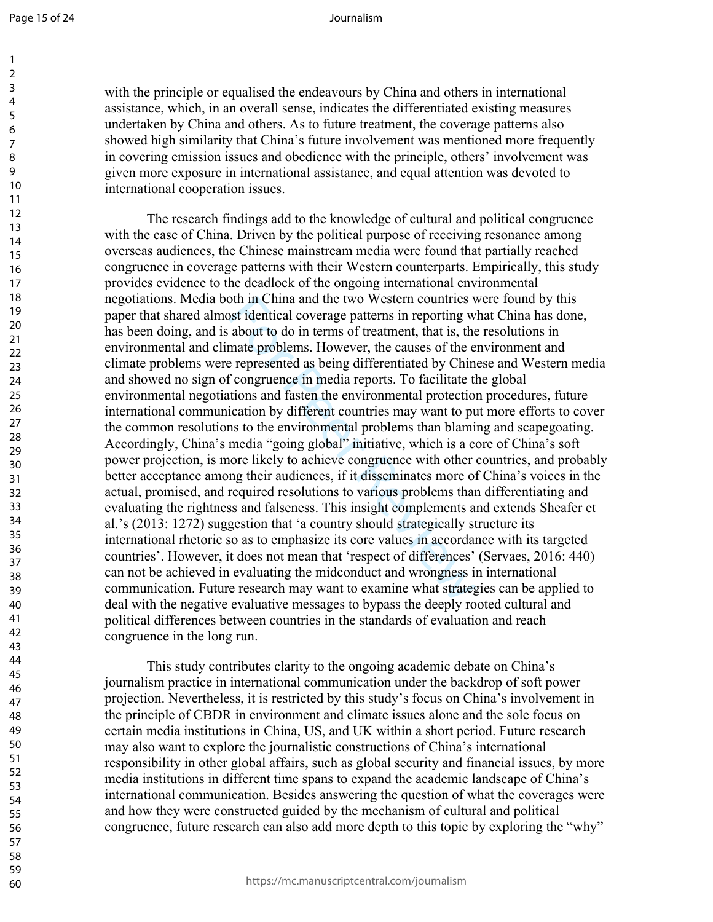with the principle or equalised the endeavours by China and others in international assistance, which, in an overall sense, indicates the differentiated existing measures undertaken by China and others. As to future treatment, the coverage patterns also showed high similarity that China's future involvement was mentioned more frequently in covering emission issues and obedience with the principle, others' involvement was given more exposure in international assistance, and equal attention was devoted to international cooperation issues.

The research findings add to the knowledge of cultural and political congruence with the case of China. Driven by the political purpose of receiving resonance among overseas audiences, the Chinese mainstream media were found that partially reached congruence in coverage patterns with their Western counterparts. Empirically, this study provides evidence to the deadlock of the ongoing international environmental negotiations. Media both in China and the two Western countries were found by this paper that shared almost identical coverage patterns in reporting what China has done, has been doing, and is about to do in terms of treatment, that is, the resolutions in environmental and climate problems. However, the causes of the environment and climate problems were represented as being differentiated by Chinese and Western media and showed no sign of congruence in media reports. To facilitate the global environmental negotiations and fasten the environmental protection procedures, future international communication by different countries may want to put more efforts to cover the common resolutions to the environmental problems than blaming and scapegoating. Accordingly, China's media "going global" initiative, which is a core of China's soft power projection, is more likely to achieve congruence with other countries, and probably better acceptance among their audiences, if it disseminates more of China's voices in the actual, promised, and required resolutions to various problems than differentiating and evaluating the rightness and falseness. This insight complements and extends Sheafer et al.'s (2013: 1272) suggestion that 'a country should strategically structure its international rhetoric so as to emphasize its core values in accordance with its targeted countries'. However, it does not mean that 'respect of differences' (Servaes, 2016: 440) can not be achieved in evaluating the midconduct and wrongness in international communication. Future research may want to examine what strategies can be applied to deal with the negative evaluative messages to bypass the deeply rooted cultural and political differences between countries in the standards of evaluation and reach congruence in the long run.

This study contributes clarity to the ongoing academic debate on China's journalism practice in international communication under the backdrop of soft power projection. Nevertheless, it is restricted by this study's focus on China's involvement in the principle of CBDR in environment and climate issues alone and the sole focus on certain media institutions in China, US, and UK within a short period. Future research may also want to explore the journalistic constructions of China's international responsibility in other global affairs, such as global security and financial issues, by more media institutions in different time spans to expand the academic landscape of China's international communication. Besides answering the question of what the coverages were and how they were constructed guided by the mechanism of cultural and political congruence, future research can also add more depth to this topic by exploring the "why"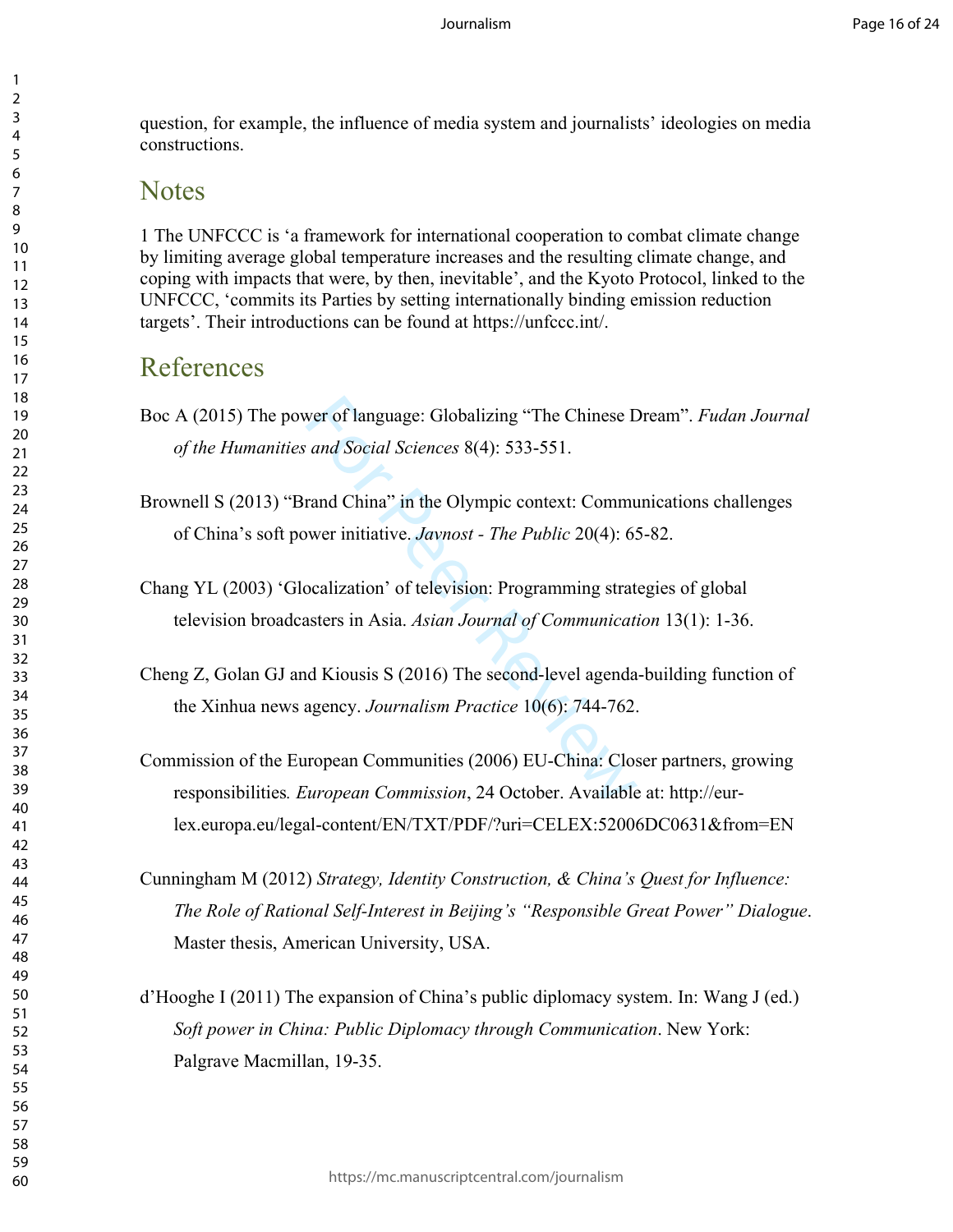question, for example, the influence of media system and journalists' ideologies on media constructions.

## Notes

1 The UNFCCC is 'a framework for international cooperation to combat climate change by limiting average global temperature increases and the resulting climate change, and coping with impacts that were, by then, inevitable', and the Kyoto Protocol, linked to the UNFCCC, 'commits its Parties by setting internationally binding emission reduction targets'. Their introductions can be found at https://unfccc.int/.

## References

Boc A (2015) The power of language: Globalizing "The Chinese Dream". *Fudan Journal of the Humanities and Social Sciences* 8(4): 533-551.

Brownell S (2013) "Brand China" in the Olympic context: Communications challenges of China's soft power initiative. *Javnost - The Public* 20(4): 65-82.

Chang YL (2003) 'Glocalization' of television: Programming strategies of global television broadcasters in Asia. *Asian Journal of Communication* 13(1): 1-36.

Cheng Z, Golan GJ and Kiousis S (2016) The second-level agenda-building function of the Xinhua news agency. *Journalism Practice* 10(6): 744-762.

Commission of the European Communities (2006) EU-China: Closer partners, growing responsibilities. *European Commission*, 24 October. Available at: http://eur-lex.europa.eu/legal-content/EN/TXT/PDF/?uri=CELEX:52006DC0631&from=EN

Cunningham M (2012) *Strategy, Identity Construction, & China's Quest for Influence: The Role of Rational Self-Interest in Beijing's "Responsible Great Power" Dialogue*. Master thesis, American University, USA.

d'Hooghe I (2011) The expansion of China's public diplomacy system. In: Wang J (ed.) *Soft power in China: Public Diplomacy through Communication*. New York: Palgrave Macmillan, 19-35.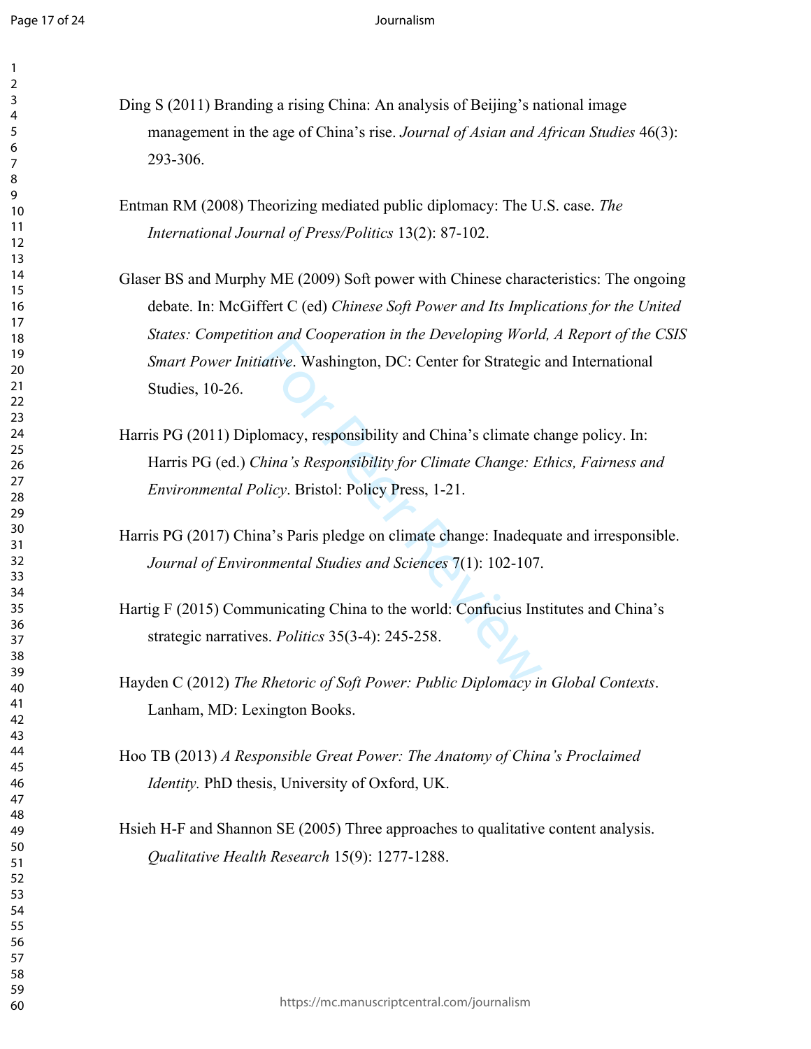Ding S (2011) Branding a rising China: An analysis of Beijing's national image management in the age of China's rise. *Journal of Asian and African Studies* 46(3): 293-306.

Entman RM (2008) Theorizing mediated public diplomacy: The U.S. case. *The International Journal of Press/Politics* 13(2): 87-102.

Glaser BS and Murphy ME (2009) Soft power with Chinese characteristics: The ongoing debate. In: McGiffert C (ed) *Chinese Soft Power and Its Implications for the United States: Competition and Cooperation in the Developing World, A Report of the CSIS Smart Power Initiative*. Washington, DC: Center for Strategic and International Studies, 10-26.

Harris PG (2011) Diplomacy, responsibility and China's climate change policy. In: Harris PG (ed.) *China's Responsibility for Climate Change: Ethics, Fairness and Environmental Policy*. Bristol: Policy Press, 1-21.

Harris PG (2017) China's Paris pledge on climate change: Inadequate and irresponsible. *Journal of Environmental Studies and Sciences* 7(1): 102-107.

Hartig F (2015) Communicating China to the world: Confucius Institutes and China's strategic narratives. *Politics* 35(3-4): 245-258.

Hayden C (2012) *The Rhetoric of Soft Power: Public Diplomacy in Global Contexts*. Lanham, MD: Lexington Books.

Hoo TB (2013) *A Responsible Great Power: The Anatomy of China's Proclaimed Identity.* PhD thesis, University of Oxford, UK.

Hsieh H-F and Shannon SE (2005) Three approaches to qualitative content analysis. *Qualitative Health Research* 15(9): 1277-1288.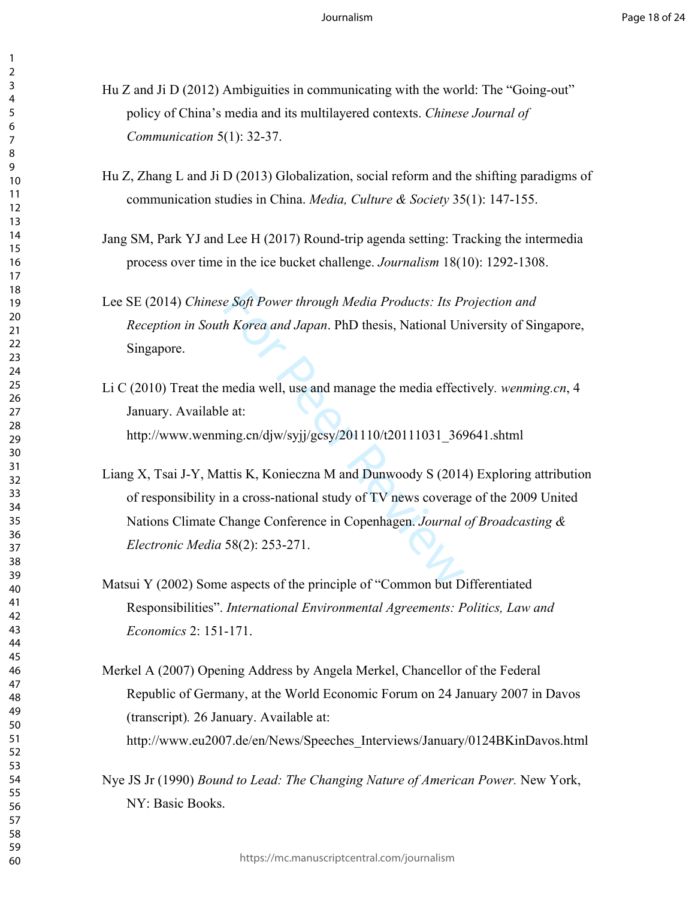Hu Z and Ji D (2012) Ambiguities in communicating with the world: The “Going-out” policy of China’s media and its multilayered contexts. *Chinese Journal of Communication* 5(1): 32-37.

Hu Z, Zhang L and Ji D (2013) Globalization, social reform and the shifting paradigms of communication studies in China. *Media, Culture & Society* 35(1): 147-155.

Jang SM, Park YJ and Lee H (2017) Round-trip agenda setting: Tracking the intermedia process over time in the ice bucket challenge. *Journalism* 18(10): 1292-1308.

Lee SE (2014) *Chinese Soft Power through Media Products: Its Projection and Reception in South Korea and Japan*. PhD thesis, National University of Singapore, Singapore.

Li C (2010) Treat the media well, use and manage the media effectively. *wenming.cn*, 4 January. Available at: http://www.wenming.cn/djw/syjj/gcsy/201110/t20111031_369641.shtml

Liang X, Tsai J-Y, Mattis K, Konieczna M and Dunwoody S (2014) Exploring attribution of responsibility in a cross-national study of TV news coverage of the 2009 United Nations Climate Change Conference in Copenhagen. *Journal of Broadcasting & Electronic Media* 58(2): 253-271.

Matsui Y (2002) Some aspects of the principle of “Common but Differentiated Responsibilities”. *International Environmental Agreements: Politics, Law and Economics* 2: 151-171.

Merkel A (2007) Opening Address by Angela Merkel, Chancellor of the Federal Republic of Germany, at the World Economic Forum on 24 January 2007 in Davos (transcript). 26 January. Available at: http://www.eu2007.de/en/News/Speeches_Interviews/January/0124BKinDavos.html

Nye JS Jr (1990) *Bound to Lead: The Changing Nature of American Power.* New York, NY: Basic Books.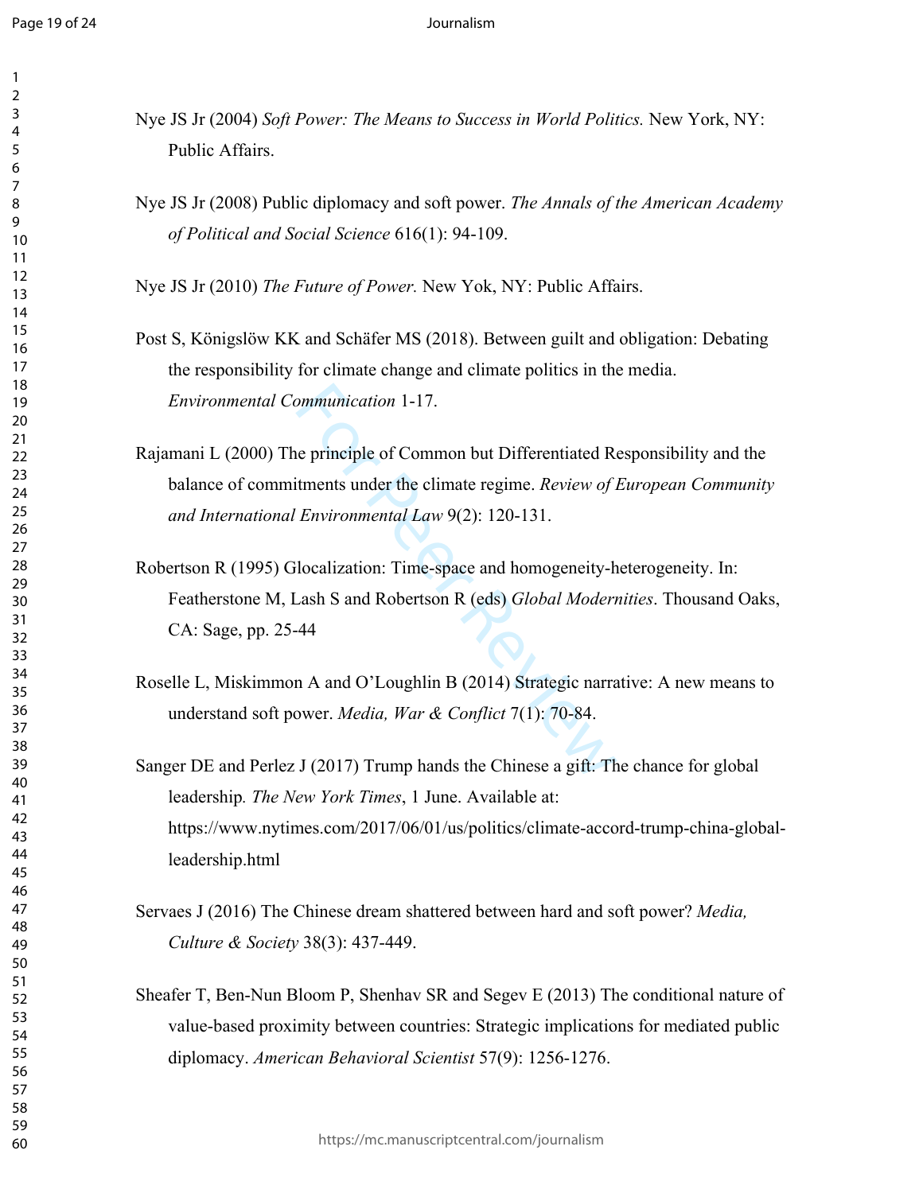Nye JS Jr (2004) *Soft Power: The Means to Success in World Politics.* New York, NY: Public Affairs.

Nye JS Jr (2008) Public diplomacy and soft power. *The Annals of the American Academy of Political and Social Science* 616(1): 94-109.

Nye JS Jr (2010) *The Future of Power.* New Yok, NY: Public Affairs.

Post S, Königslöw KK and Schäfer MS (2018). Between guilt and obligation: Debating the responsibility for climate change and climate politics in the media. *Environmental Communication* 1-17.

Rajamani L (2000) The principle of Common but Differentiated Responsibility and the balance of commitments under the climate regime. *Review of European Community and International Environmental Law* 9(2): 120-131.

Robertson R (1995) Glocalization: Time-space and homogeneity-heterogeneity. In: Featherstone M, Lash S and Robertson R (eds) *Global Modernities*. Thousand Oaks, CA: Sage, pp. 25-44

Roselle L, Miskimmon A and O'Loughlin B (2014) Strategic narrative: A new means to understand soft power. *Media, War & Conflict* 7(1): 70-84.

Sanger DE and Perlez J (2017) Trump hands the Chinese a gift: The chance for global leadership*. The New York Times*, 1 June. Available at: https://www.nytimes.com/2017/06/01/us/politics/climate-accord-trump-china-global-leadership.html

Servaes J (2016) The Chinese dream shattered between hard and soft power? *Media, Culture & Society* 38(3): 437-449.

Sheafer T, Ben-Nun Bloom P, Shenhav SR and Segev E (2013) The conditional nature of value-based proximity between countries: Strategic implications for mediated public diplomacy. *American Behavioral Scientist* 57(9): 1256-1276.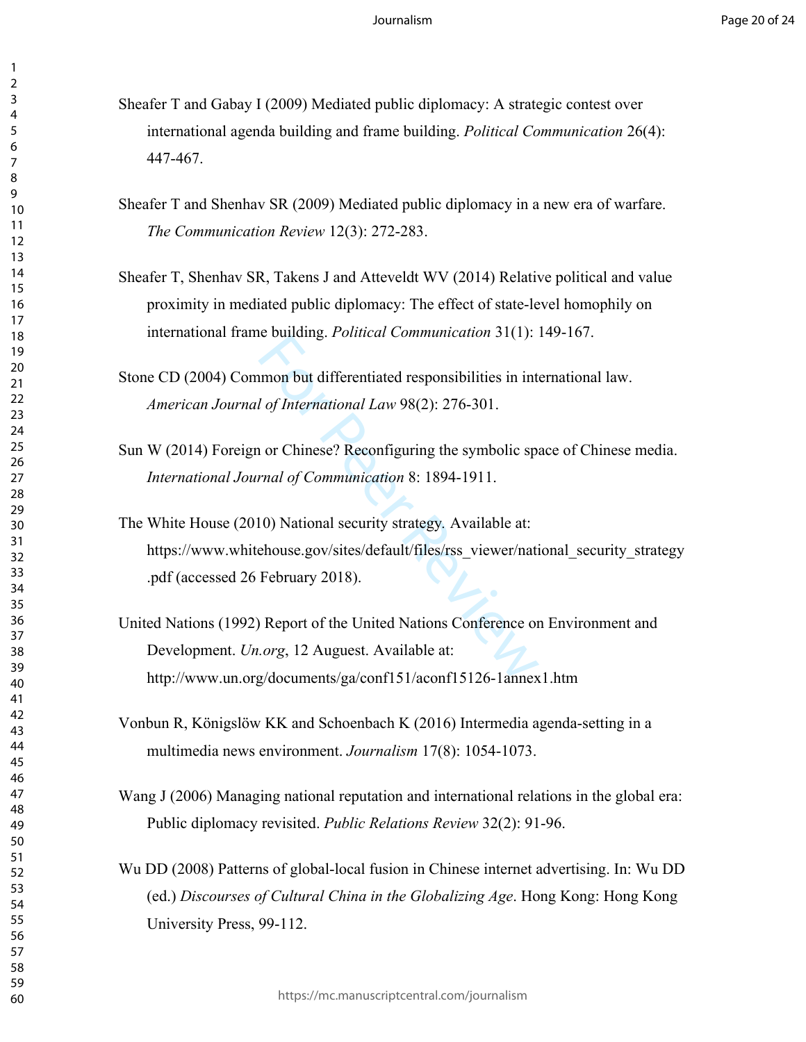Sheafer T and Gabay I (2009) Mediated public diplomacy: A strategic contest over international agenda building and frame building. *Political Communication* 26(4): 447-467.

Sheafer T and Shenhav SR (2009) Mediated public diplomacy in a new era of warfare. *The Communication Review* 12(3): 272-283.

Sheafer T, Shenhav SR, Takens J and Atteveldt WV (2014) Relative political and value proximity in mediated public diplomacy: The effect of state-level homophily on international frame building. *Political Communication* 31(1): 149-167.

Stone CD (2004) Common but differentiated responsibilities in international law. *American Journal of International Law* 98(2): 276-301.

Sun W (2014) Foreign or Chinese? Reconfiguring the symbolic space of Chinese media. *International Journal of Communication* 8: 1894-1911.

The White House (2010) National security strategy. Available at: https://www.whitehouse.gov/sites/default/files/rss_viewer/national_security_strategy.pdf (accessed 26 February 2018).

United Nations (1992) Report of the United Nations Conference on Environment and Development. *Un.org*, 12 Auguest. Available at: http://www.un.org/documents/ga/conf151/aconf15126-1annex1.htm

Vonbun R, Königslöw KK and Schoenbach K (2016) Intermedia agenda-setting in a multimedia news environment. *Journalism* 17(8): 1054-1073.

Wang J (2006) Managing national reputation and international relations in the global era: Public diplomacy revisited. *Public Relations Review* 32(2): 91-96.

Wu DD (2008) Patterns of global-local fusion in Chinese internet advertising. In: Wu DD (ed.) *Discourses of Cultural China in the Globalizing Age*. Hong Kong: Hong Kong University Press, 99-112.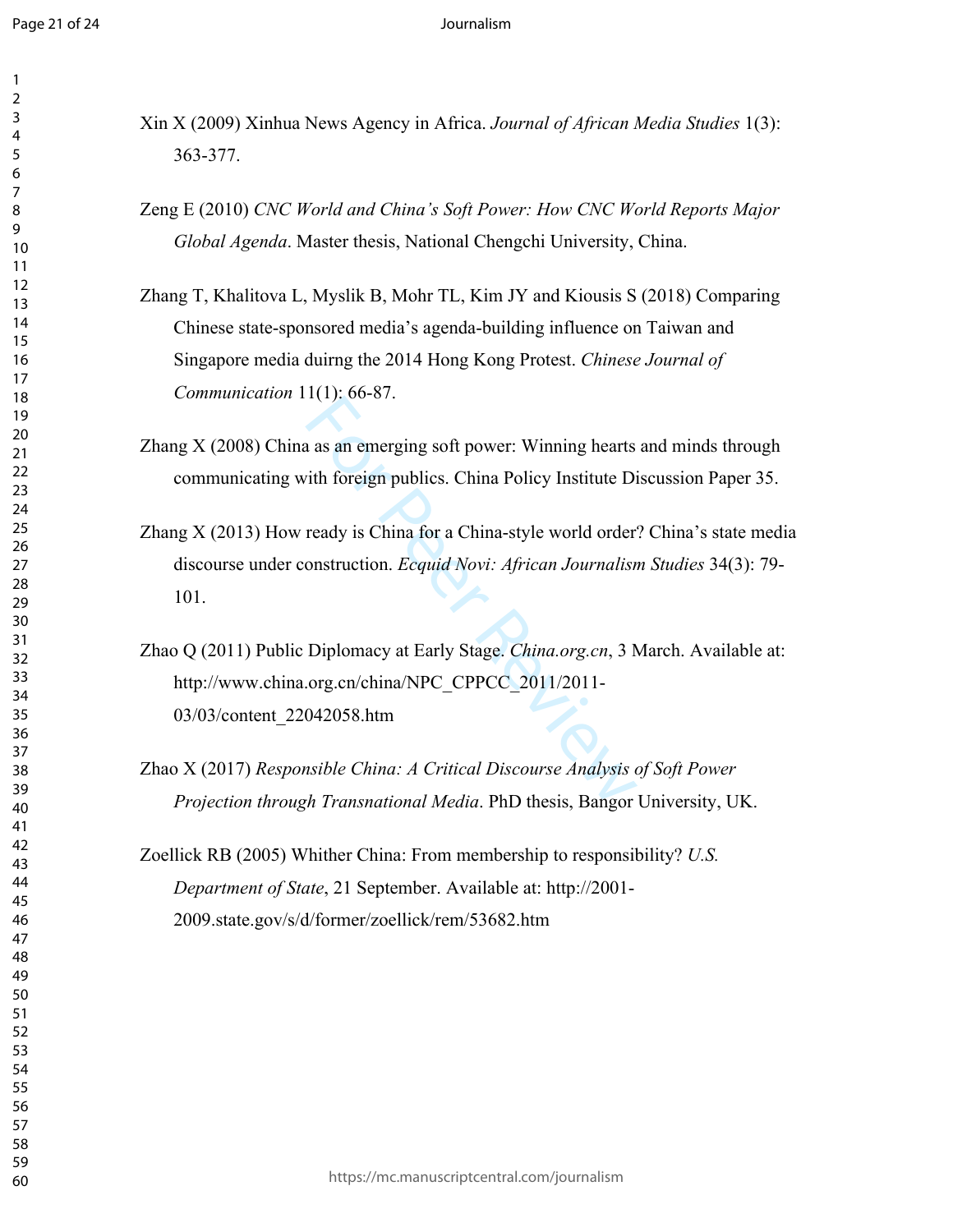Xin X (2009) Xinhua News Agency in Africa. *Journal of African Media Studies* 1(3): 363-377.

Zeng E (2010) *CNC World and China's Soft Power: How CNC World Reports Major Global Agenda*. Master thesis, National Chengchi University, China.

Zhang T, Khalitova L, Myslik B, Mohr TL, Kim JY and Kiousis S (2018) Comparing Chinese state-sponsored media's agenda-building influence on Taiwan and Singapore media duirng the 2014 Hong Kong Protest. *Chinese Journal of Communication* 11(1): 66-87.

Zhang X (2008) China as an emerging soft power: Winning hearts and minds through communicating with foreign publics. China Policy Institute Discussion Paper 35.

Zhang X (2013) How ready is China for a China-style world order? China's state media discourse under construction. *Ecquid Novi: African Journalism Studies* 34(3): 79-101.

Zhao Q (2011) Public Diplomacy at Early Stage. *China.org.cn*, 3 March. Available at: http://www.china.org.cn/china/NPC_CPPCC_2011/2011-03/03/content_22042058.htm

Zhao X (2017) *Responsible China: A Critical Discourse Analysis of Soft Power Projection through Transnational Media*. PhD thesis, Bangor University, UK.

Zoellick RB (2005) Whither China: From membership to responsibility? *U.S. Department of State*, 21 September. Available at: http://2001-2009.state.gov/s/d/former/zoellick/rem/53682.htm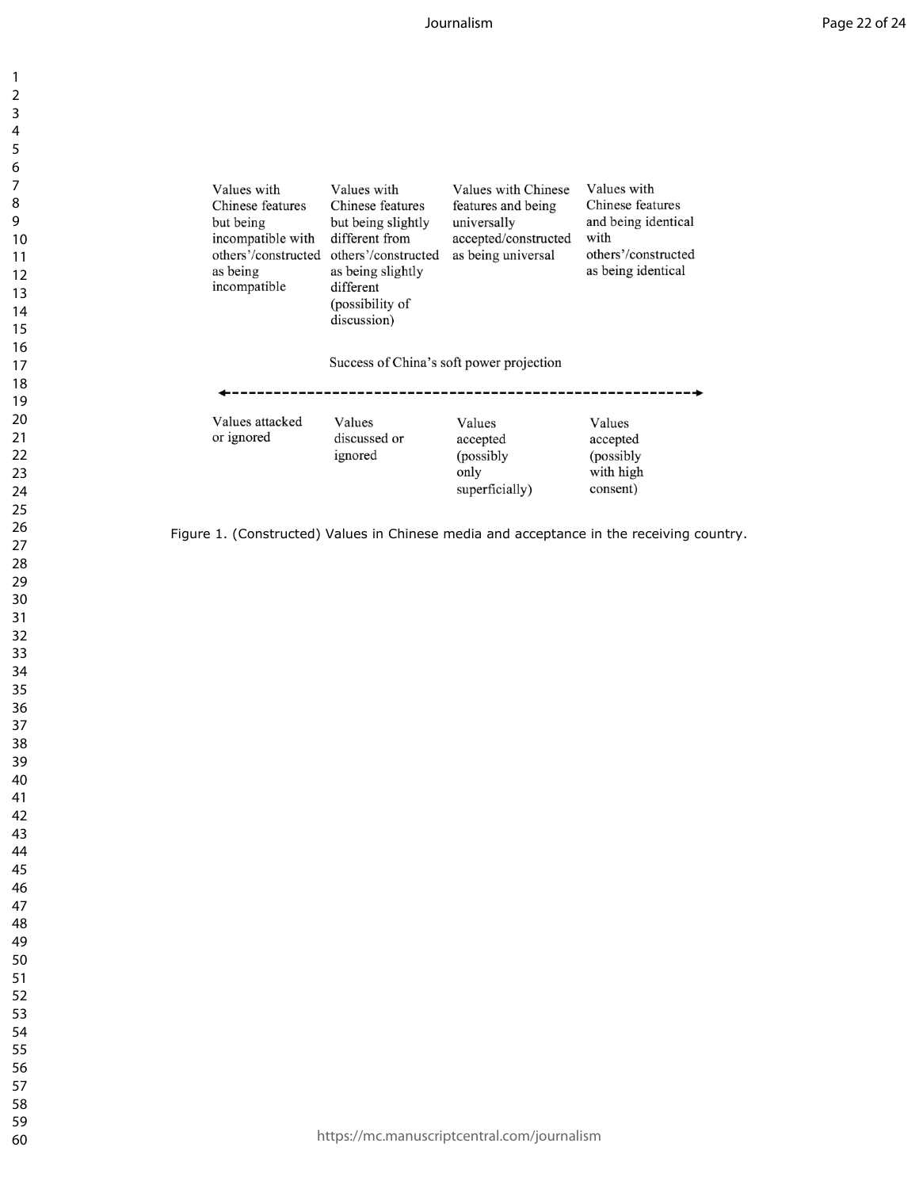| Values with Chinese features but being incompatible with others'/constructed as being incompatible | Values with Chinese features but being slightly different from others'/constructed as being slightly different (possibility of discussion) | Values with Chinese features and being universally accepted/constructed as being universal | Values with Chinese features and being identical with others'/constructed as being identical |
| --- | --- | --- | --- |
| Values attacked or ignored | Values discussed or ignored | Values accepted (possibly only superficially) | Values accepted (possibly with high consent) |

Success of China's soft power projection

←------------------------------------------------------------→

Figure 1. (Constructed) Values in Chinese media and acceptance in the receiving country.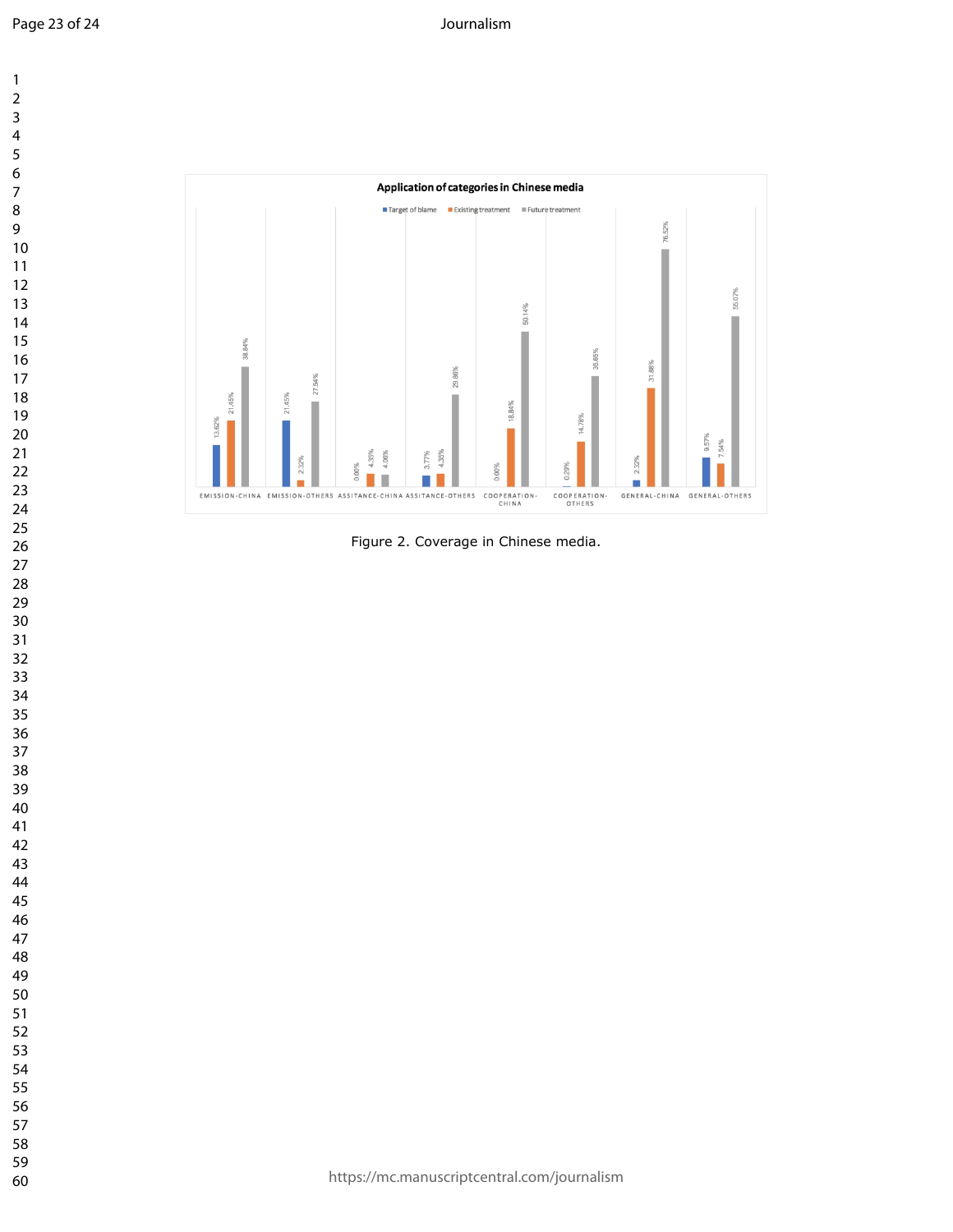**Application of categories in Chinese media**

| | Target of blame | Existing treatment | Future treatment |
|---|---|---|---|
| EMISSION-CHINA | 13.62% | 21.45% | 38.84% |
| EMISSION-OTHERS | 21.45% | 2.32% | 27.54% |
| ASSITANCE-CHINA | 0.00% | 4.35% | 4.06% |
| ASSITANCE-OTHERS | 3.77% | 4.35% | 29.86% |
| COOPERATION-CHINA | 0.00% | 18.84% | 50.14% |
| COOPERATION-OTHERS | 0.29% | 14.78% | 35.65% |
| GENERAL-CHINA | 2.32% | 31.88% | 76.52% |
| GENERAL-OTHERS | 9.57% | 7.54% | 55.07% |

Figure 2. Coverage in Chinese media.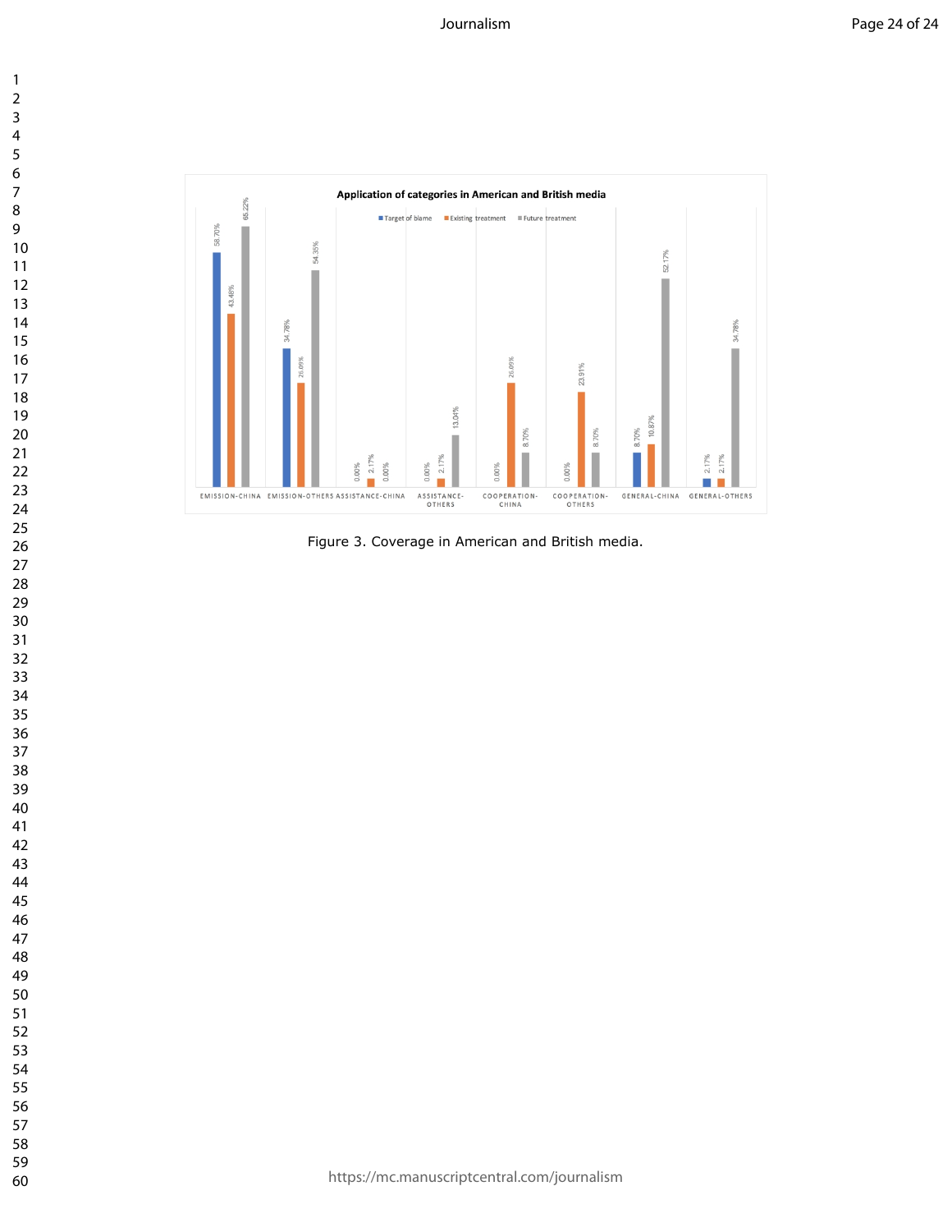Application of categories in American and British media

Target of blame
Existing treatment
Future treatment

58.70%
43.48%
65.22%
34.78%
26.09%
54.35%
0.00%
2.17%
0.00%
0.00%
2.17%
13.04%
0.00%
26.09%
8.70%
0.00%
23.91%
8.70%
8.70%
10.87%
52.17%
2.17%
2.17%
34.78%

EMISSION-CHINA
EMISSION-OTHERS
ASSISTANCE-CHINA
ASSISTANCE-OTHERS
COOPERATION-CHINA
COOPERATION-OTHERS
GENERAL-CHINA
GENERAL-OTHERS

Figure 3. Coverage in American and British media.